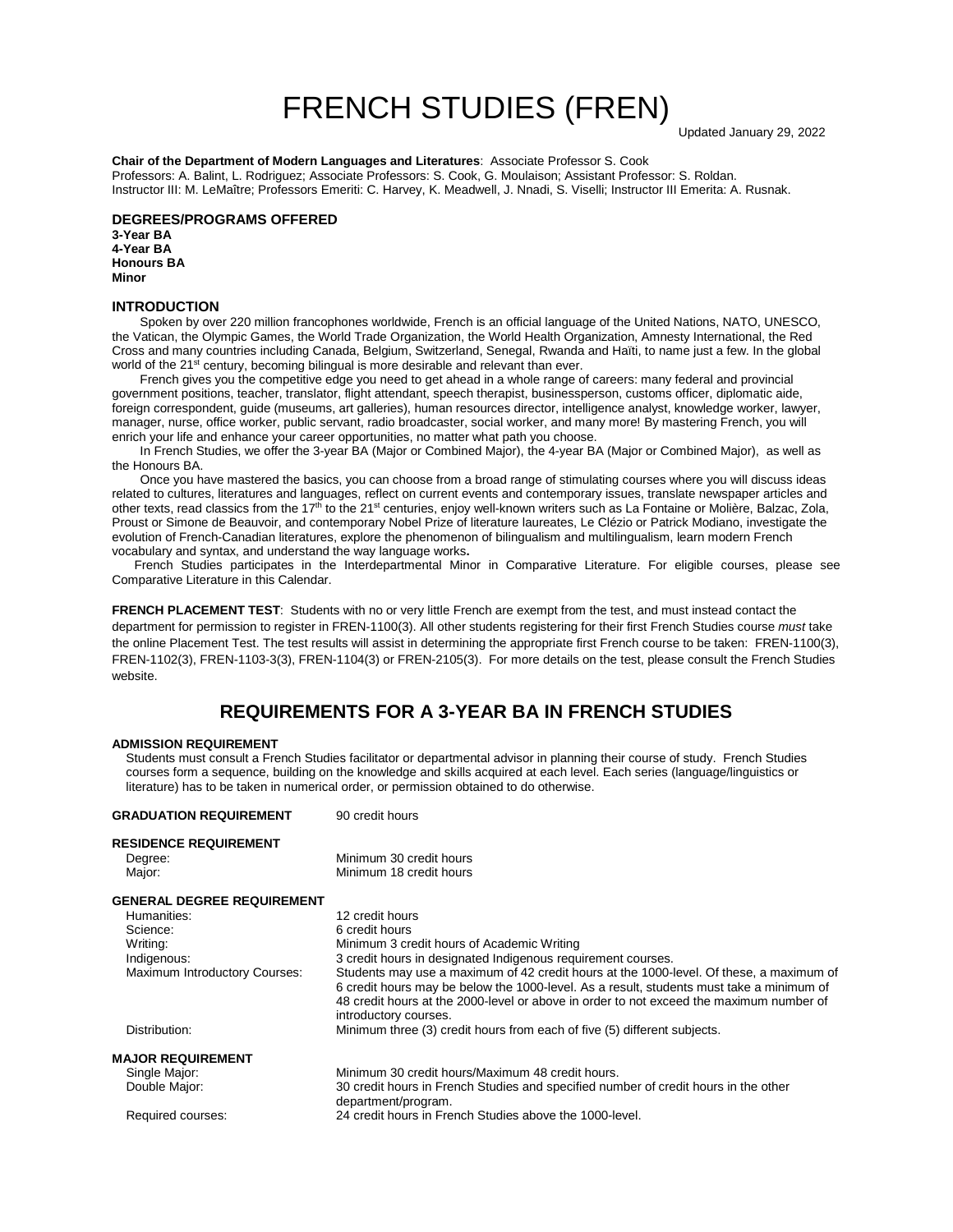# FRENCH STUDIES (FREN)

Updated January 29, 2022

**Chair of the Department of Modern Languages and Literatures**: Associate Professor S. Cook
Professors: A. Balint, L. Rodriguez; Associate Professors: S. Cook, G. Moulaison; Assistant Professor: S. Roldan.
Instructor III: M. LeMaître; Professors Emeriti: C. Harvey, K. Meadwell, J. Nnadi, S. Viselli; Instructor III Emerita: A. Rusnak.

## DEGREES/PROGRAMS OFFERED

**3-Year BA**
**4-Year BA**
**Honours BA**
**Minor**

## INTRODUCTION

Spoken by over 220 million francophones worldwide, French is an official language of the United Nations, NATO, UNESCO, the Vatican, the Olympic Games, the World Trade Organization, the World Health Organization, Amnesty International, the Red Cross and many countries including Canada, Belgium, Switzerland, Senegal, Rwanda and Haïti, to name just a few. In the global world of the 21st century, becoming bilingual is more desirable and relevant than ever.

French gives you the competitive edge you need to get ahead in a whole range of careers: many federal and provincial government positions, teacher, translator, flight attendant, speech therapist, businessperson, customs officer, diplomatic aide, foreign correspondent, guide (museums, art galleries), human resources director, intelligence analyst, knowledge worker, lawyer, manager, nurse, office worker, public servant, radio broadcaster, social worker, and many more! By mastering French, you will enrich your life and enhance your career opportunities, no matter what path you choose.

In French Studies, we offer the 3-year BA (Major or Combined Major), the 4-year BA (Major or Combined Major), as well as the Honours BA.

Once you have mastered the basics, you can choose from a broad range of stimulating courses where you will discuss ideas related to cultures, literatures and languages, reflect on current events and contemporary issues, translate newspaper articles and other texts, read classics from the 17th to the 21st centuries, enjoy well-known writers such as La Fontaine or Molière, Balzac, Zola, Proust or Simone de Beauvoir, and contemporary Nobel Prize of literature laureates, Le Clézio or Patrick Modiano, investigate the evolution of French-Canadian literatures, explore the phenomenon of bilingualism and multilingualism, learn modern French vocabulary and syntax, and understand the way language works**.**

French Studies participates in the Interdepartmental Minor in Comparative Literature. For eligible courses, please see Comparative Literature in this Calendar.

**FRENCH PLACEMENT TEST**: Students with no or very little French are exempt from the test, and must instead contact the department for permission to register in FREN-1100(3). All other students registering for their first French Studies course *must* take the online Placement Test. The test results will assist in determining the appropriate first French course to be taken: FREN-1100(3), FREN-1102(3), FREN-1103-3(3), FREN-1104(3) or FREN-2105(3). For more details on the test, please consult the French Studies website.

## REQUIREMENTS FOR A 3-YEAR BA IN FRENCH STUDIES

### ADMISSION REQUIREMENT

Students must consult a French Studies facilitator or departmental advisor in planning their course of study. French Studies courses form a sequence, building on the knowledge and skills acquired at each level. Each series (language/linguistics or literature) has to be taken in numerical order, or permission obtained to do otherwise.

**GRADUATION REQUIREMENT** 90 credit hours

### RESIDENCE REQUIREMENT

| | |
|---|---|
| Degree: | Minimum 30 credit hours |
| Major: | Minimum 18 credit hours |

### GENERAL DEGREE REQUIREMENT

| | |
|---|---|
| Humanities: | 12 credit hours |
| Science: | 6 credit hours |
| Writing: | Minimum 3 credit hours of Academic Writing |
| Indigenous: | 3 credit hours in designated Indigenous requirement courses. |
| Maximum Introductory Courses: | Students may use a maximum of 42 credit hours at the 1000-level. Of these, a maximum of 6 credit hours may be below the 1000-level. As a result, students must take a minimum of 48 credit hours at the 2000-level or above in order to not exceed the maximum number of introductory courses. |
| Distribution: | Minimum three (3) credit hours from each of five (5) different subjects. |

### MAJOR REQUIREMENT

| | |
|---|---|
| Single Major: | Minimum 30 credit hours/Maximum 48 credit hours. |
| Double Major: | 30 credit hours in French Studies and specified number of credit hours in the other department/program. |
| Required courses: | 24 credit hours in French Studies above the 1000-level. |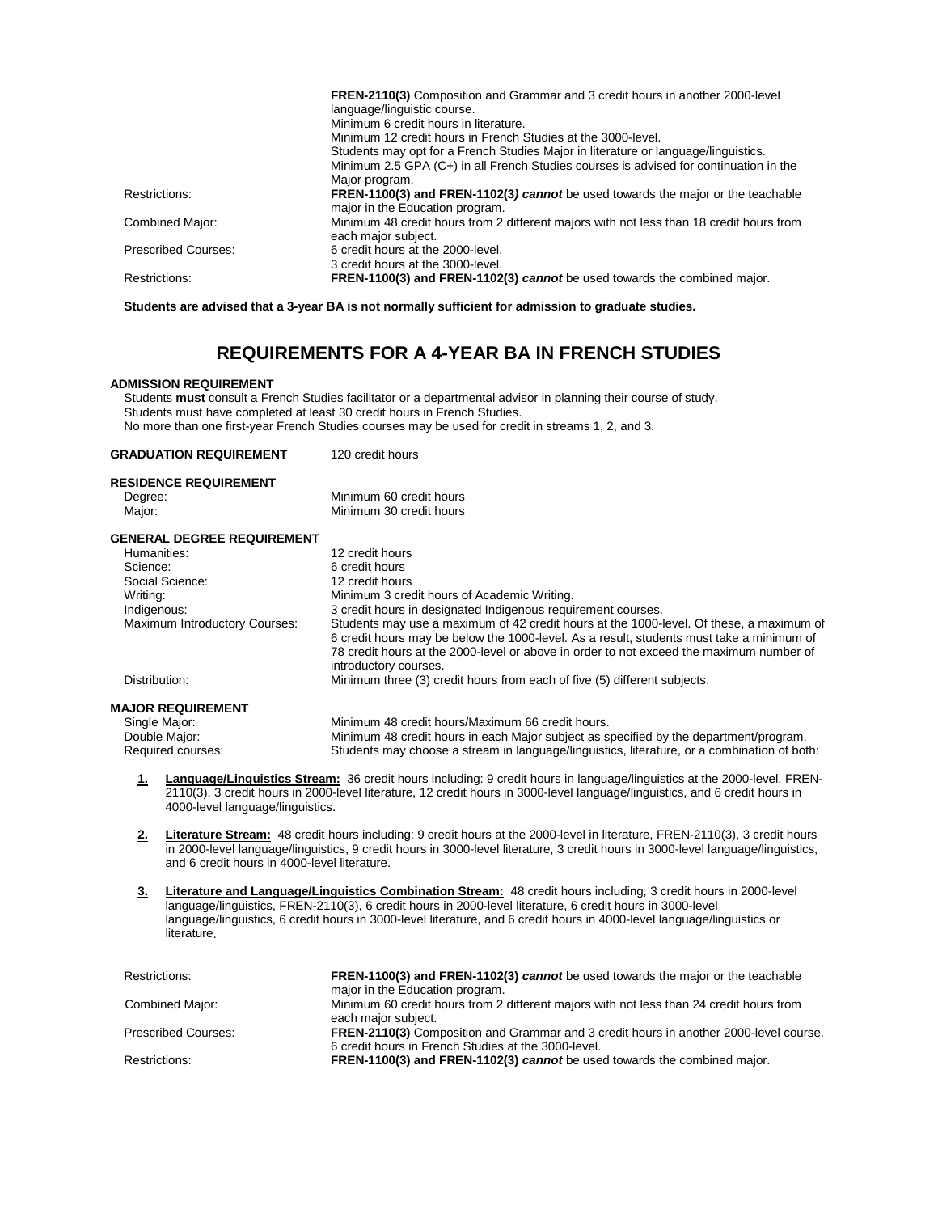| | |
|---|---|
| | **FREN-2110(3)** Composition and Grammar and 3 credit hours in another 2000-level language/linguistic course.<br>Minimum 6 credit hours in literature.<br>Minimum 12 credit hours in French Studies at the 3000-level.<br>Students may opt for a French Studies Major in literature or language/linguistics.<br>Minimum 2.5 GPA (C+) in all French Studies courses is advised for continuation in the Major program. |
| Restrictions: | **FREN-1100(3) and FREN-1102(3)** ***cannot*** **be used towards the major or the teachable** major in the Education program. |
| Combined Major: | Minimum 48 credit hours from 2 different majors with not less than 18 credit hours from each major subject. |
| Prescribed Courses: | 6 credit hours at the 2000-level.<br>3 credit hours at the 3000-level. |
| Restrictions: | **FREN-1100(3) and FREN-1102(3)** ***cannot*** **be used towards the combined major.** |

**Students are advised that a 3-year BA is not normally sufficient for admission to graduate studies.**

## REQUIREMENTS FOR A 4-YEAR BA IN FRENCH STUDIES

**ADMISSION REQUIREMENT**

Students **must** consult a French Studies facilitator or a departmental advisor in planning their course of study.
Students must have completed at least 30 credit hours in French Studies.
No more than one first-year French Studies courses may be used for credit in streams 1, 2, and 3.

**GRADUATION REQUIREMENT** 120 credit hours

**RESIDENCE REQUIREMENT**

| | |
|---|---|
| Degree: | Minimum 60 credit hours |
| Major: | Minimum 30 credit hours |

**GENERAL DEGREE REQUIREMENT**

| | |
|---|---|
| Humanities: | 12 credit hours |
| Science: | 6 credit hours |
| Social Science: | 12 credit hours |
| Writing: | Minimum 3 credit hours of Academic Writing. |
| Indigenous: | 3 credit hours in designated Indigenous requirement courses. |
| Maximum Introductory Courses: | Students may use a maximum of 42 credit hours at the 1000-level. Of these, a maximum of 6 credit hours may be below the 1000-level. As a result, students must take a minimum of 78 credit hours at the 2000-level or above in order to not exceed the maximum number of introductory courses. |
| Distribution: | Minimum three (3) credit hours from each of five (5) different subjects. |

**MAJOR REQUIREMENT**

| | |
|---|---|
| Single Major: | Minimum 48 credit hours/Maximum 66 credit hours. |
| Double Major: | Minimum 48 credit hours in each Major subject as specified by the department/program. |
| Required courses: | Students may choose a stream in language/linguistics, literature, or a combination of both: |

1. **Language/Linguistics Stream:** 36 credit hours including: 9 credit hours in language/linguistics at the 2000-level, FREN-2110(3), 3 credit hours in 2000-level literature, 12 credit hours in 3000-level language/linguistics, and 6 credit hours in 4000-level language/linguistics.

2. **Literature Stream:** 48 credit hours including: 9 credit hours at the 2000-level in literature, FREN-2110(3), 3 credit hours in 2000-level language/linguistics, 9 credit hours in 3000-level literature, 3 credit hours in 3000-level language/linguistics, and 6 credit hours in 4000-level literature.

3. **Literature and Language/Linguistics Combination Stream:** 48 credit hours including, 3 credit hours in 2000-level language/linguistics, FREN-2110(3), 6 credit hours in 2000-level literature, 6 credit hours in 3000-level language/linguistics, 6 credit hours in 3000-level literature, and 6 credit hours in 4000-level language/linguistics or literature.

| | |
|---|---|
| Restrictions: | **FREN-1100(3) and FREN-1102(3)** ***cannot*** **be used towards the major or the teachable** major in the Education program. |
| Combined Major: | Minimum 60 credit hours from 2 different majors with not less than 24 credit hours from each major subject. |
| Prescribed Courses: | **FREN-2110(3)** Composition and Grammar and 3 credit hours in another 2000-level course.<br>6 credit hours in French Studies at the 3000-level. |
| Restrictions: | **FREN-1100(3) and FREN-1102(3)** ***cannot*** **be used towards the combined major.** |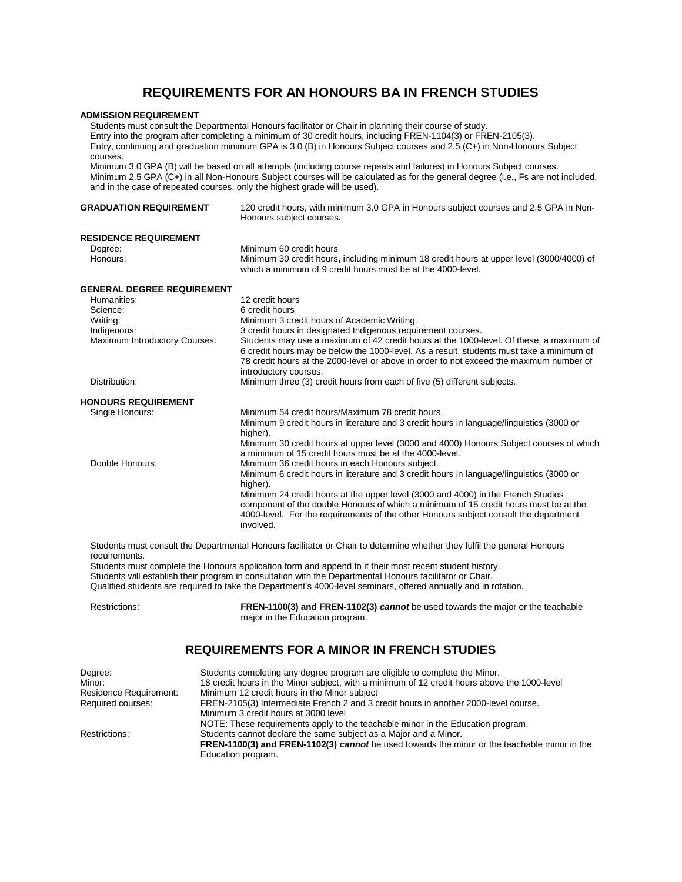## REQUIREMENTS FOR AN HONOURS BA IN FRENCH STUDIES

**ADMISSION REQUIREMENT**

Students must consult the Departmental Honours facilitator or Chair in planning their course of study.
Entry into the program after completing a minimum of 30 credit hours, including FREN-1104(3) or FREN-2105(3).
Entry, continuing and graduation minimum GPA is 3.0 (B) in Honours Subject courses and 2.5 (C+) in Non-Honours Subject courses.
Minimum 3.0 GPA (B) will be based on all attempts (including course repeats and failures) in Honours Subject courses.
Minimum 2.5 GPA (C+) in all Non-Honours Subject courses will be calculated as for the general degree (i.e., Fs are not included, and in the case of repeated courses, only the highest grade will be used).

**GRADUATION REQUIREMENT** 120 credit hours, with minimum 3.0 GPA in Honours subject courses and 2.5 GPA in Non-Honours subject courses**.**

**RESIDENCE REQUIREMENT**

Degree: Minimum 60 credit hours
Honours: Minimum 30 credit hours**,** including minimum 18 credit hours at upper level (3000/4000) of which a minimum of 9 credit hours must be at the 4000-level.

**GENERAL DEGREE REQUIREMENT**

Humanities: 12 credit hours
Science: 6 credit hours
Writing: Minimum 3 credit hours of Academic Writing.
Indigenous: 3 credit hours in designated Indigenous requirement courses.
Maximum Introductory Courses: Students may use a maximum of 42 credit hours at the 1000-level. Of these, a maximum of 6 credit hours may be below the 1000-level. As a result, students must take a minimum of 78 credit hours at the 2000-level or above in order to not exceed the maximum number of introductory courses.
Distribution: Minimum three (3) credit hours from each of five (5) different subjects.

**HONOURS REQUIREMENT**

Single Honours: Minimum 54 credit hours/Maximum 78 credit hours.
Minimum 9 credit hours in literature and 3 credit hours in language/linguistics (3000 or higher).
Minimum 30 credit hours at upper level (3000 and 4000) Honours Subject courses of which a minimum of 15 credit hours must be at the 4000-level.

Double Honours: Minimum 36 credit hours in each Honours subject.
Minimum 6 credit hours in literature and 3 credit hours in language/linguistics (3000 or higher).
Minimum 24 credit hours at the upper level (3000 and 4000) in the French Studies component of the double Honours of which a minimum of 15 credit hours must be at the 4000-level. For the requirements of the other Honours subject consult the department involved.

Students must consult the Departmental Honours facilitator or Chair to determine whether they fulfil the general Honours requirements.
Students must complete the Honours application form and append to it their most recent student history.
Students will establish their program in consultation with the Departmental Honours facilitator or Chair.
Qualified students are required to take the Department's 4000-level seminars, offered annually and in rotation.

Restrictions: **FREN-1100(3) and FREN-1102(3) *cannot*** be used towards the major or the teachable major in the Education program.

## REQUIREMENTS FOR A MINOR IN FRENCH STUDIES

Degree: Students completing any degree program are eligible to complete the Minor.
Minor: 18 credit hours in the Minor subject, with a minimum of 12 credit hours above the 1000-level
Residence Requirement: Minimum 12 credit hours in the Minor subject
Required courses: FREN-2105(3) Intermediate French 2 and 3 credit hours in another 2000-level course.
Minimum 3 credit hours at 3000 level
NOTE: These requirements apply to the teachable minor in the Education program.
Restrictions: Students cannot declare the same subject as a Major and a Minor.
**FREN-1100(3) and FREN-1102(3) *cannot*** be used towards the minor or the teachable minor in the Education program.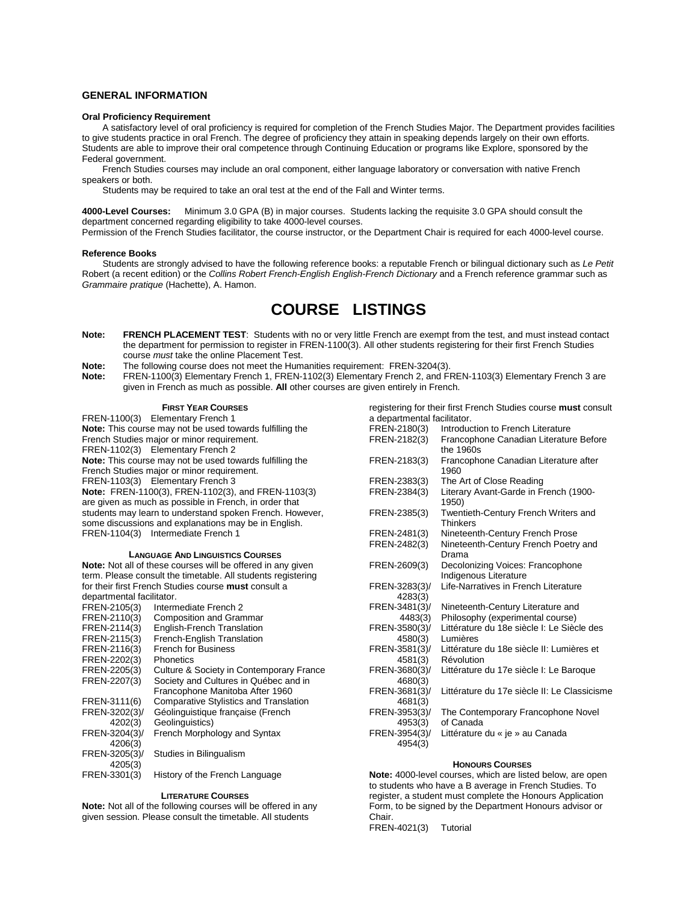## GENERAL INFORMATION

**Oral Proficiency Requirement**

A satisfactory level of oral proficiency is required for completion of the French Studies Major. The Department provides facilities to give students practice in oral French. The degree of proficiency they attain in speaking depends largely on their own efforts. Students are able to improve their oral competence through Continuing Education or programs like Explore, sponsored by the Federal government.

French Studies courses may include an oral component, either language laboratory or conversation with native French speakers or both.

Students may be required to take an oral test at the end of the Fall and Winter terms.

**4000-Level Courses:** Minimum 3.0 GPA (B) in major courses. Students lacking the requisite 3.0 GPA should consult the department concerned regarding eligibility to take 4000-level courses.

Permission of the French Studies facilitator, the course instructor, or the Department Chair is required for each 4000-level course.

**Reference Books**

Students are strongly advised to have the following reference books: a reputable French or bilingual dictionary such as *Le Petit* Robert (a recent edition) or the *Collins Robert French-English English-French Dictionary* and a French reference grammar such as *Grammaire pratique* (Hachette), A. Hamon.

# COURSE LISTINGS

**Note:** **FRENCH PLACEMENT TEST**: Students with no or very little French are exempt from the test, and must instead contact the department for permission to register in FREN-1100(3). All other students registering for their first French Studies course *must* take the online Placement Test.

**Note:** The following course does not meet the Humanities requirement: FREN-3204(3).

**Note:** FREN-1100(3) Elementary French 1, FREN-1102(3) Elementary French 2, and FREN-1103(3) Elementary French 3 are given in French as much as possible. **All** other courses are given entirely in French.

### FIRST YEAR COURSES

FREN-1100(3) Elementary French 1

**Note:** This course may not be used towards fulfilling the French Studies major or minor requirement.

FREN-1102(3) Elementary French 2

**Note:** This course may not be used towards fulfilling the French Studies major or minor requirement.

FREN-1103(3) Elementary French 3

**Note:** FREN-1100(3), FREN-1102(3), and FREN-1103(3) are given as much as possible in French, in order that students may learn to understand spoken French. However, some discussions and explanations may be in English.

FREN-1104(3) Intermediate French 1

### LANGUAGE AND LINGUISTICS COURSES

**Note:** Not all of these courses will be offered in any given term. Please consult the timetable. All students registering for their first French Studies course **must** consult a departmental facilitator.

| | |
|---|---|
| FREN-2105(3) | Intermediate French 2 |
| FREN-2110(3) | Composition and Grammar |
| FREN-2114(3) | English-French Translation |
| FREN-2115(3) | French-English Translation |
| FREN-2116(3) | French for Business |
| FREN-2202(3) | Phonetics |
| FREN-2205(3) | Culture & Society in Contemporary France |
| FREN-2207(3) | Society and Cultures in Québec and in Francophone Manitoba After 1960 |
| FREN-3111(6) | Comparative Stylistics and Translation |
| FREN-3202(3)/ 4202(3) | Géolinguistique française (French Geolinguistics) |
| FREN-3204(3)/ 4206(3) | French Morphology and Syntax |
| FREN-3205(3)/ 4205(3) | Studies in Bilingualism |
| FREN-3301(3) | History of the French Language |

### LITERATURE COURSES

**Note:** Not all of the following courses will be offered in any given session. Please consult the timetable. All students registering for their first French Studies course **must** consult a departmental facilitator.

| | |
|---|---|
| FREN-2180(3) | Introduction to French Literature |
| FREN-2182(3) | Francophone Canadian Literature Before the 1960s |
| FREN-2183(3) | Francophone Canadian Literature after 1960 |
| FREN-2383(3) | The Art of Close Reading |
| FREN-2384(3) | Literary Avant-Garde in French (1900-1950) |
| FREN-2385(3) | Twentieth-Century French Writers and Thinkers |
| FREN-2481(3) | Nineteenth-Century French Prose |
| FREN-2482(3) | Nineteenth-Century French Poetry and Drama |
| FREN-2609(3) | Decolonizing Voices: Francophone Indigenous Literature |
| FREN-3283(3)/ 4283(3) | Life-Narratives in French Literature |
| FREN-3481(3)/ 4483(3) | Nineteenth-Century Literature and Philosophy (experimental course) |
| FREN-3580(3)/ 4580(3) | Littérature du 18e siècle I: Le Siècle des Lumières |
| FREN-3581(3)/ 4581(3) | Littérature du 18e siècle II: Lumières et Révolution |
| FREN-3680(3)/ 4680(3) | Littérature du 17e siècle I: Le Baroque |
| FREN-3681(3)/ 4681(3) | Littérature du 17e siècle II: Le Classicisme |
| FREN-3953(3)/ 4953(3) | The Contemporary Francophone Novel of Canada |
| FREN-3954(3)/ 4954(3) | Littérature du « je » au Canada |

### HONOURS COURSES

**Note:** 4000-level courses, which are listed below, are open to students who have a B average in French Studies. To register, a student must complete the Honours Application Form, to be signed by the Department Honours advisor or Chair.

FREN-4021(3) Tutorial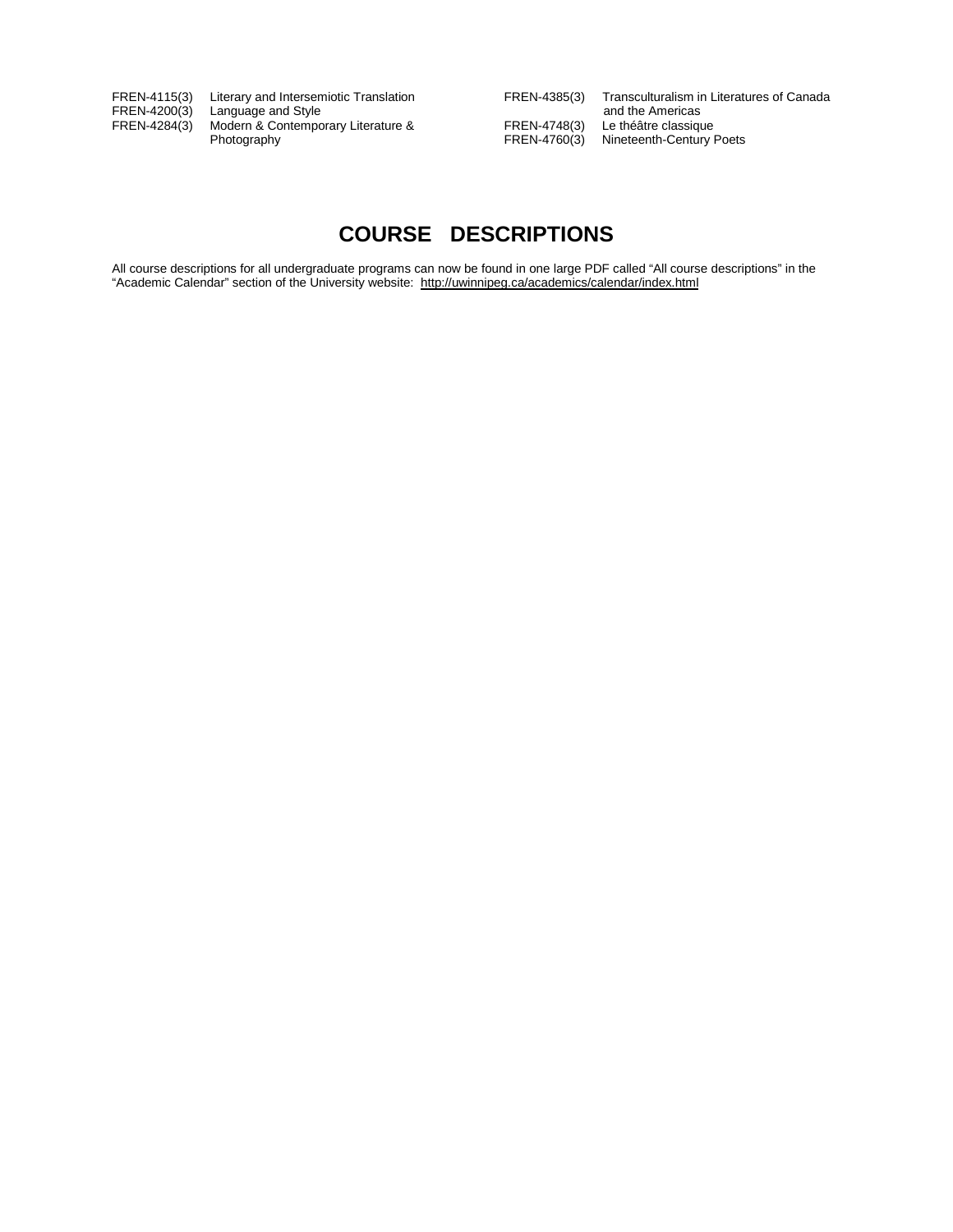FREN-4115(3) Literary and Intersemiotic Translation
FREN-4200(3) Language and Style
FREN-4284(3) Modern & Contemporary Literature & Photography
FREN-4385(3) Transculturalism in Literatures of Canada and the Americas
FREN-4748(3) Le théâtre classique
FREN-4760(3) Nineteenth-Century Poets

# COURSE DESCRIPTIONS

All course descriptions for all undergraduate programs can now be found in one large PDF called “All course descriptions” in the “Academic Calendar” section of the University website: http://uwinnipeg.ca/academics/calendar/index.html